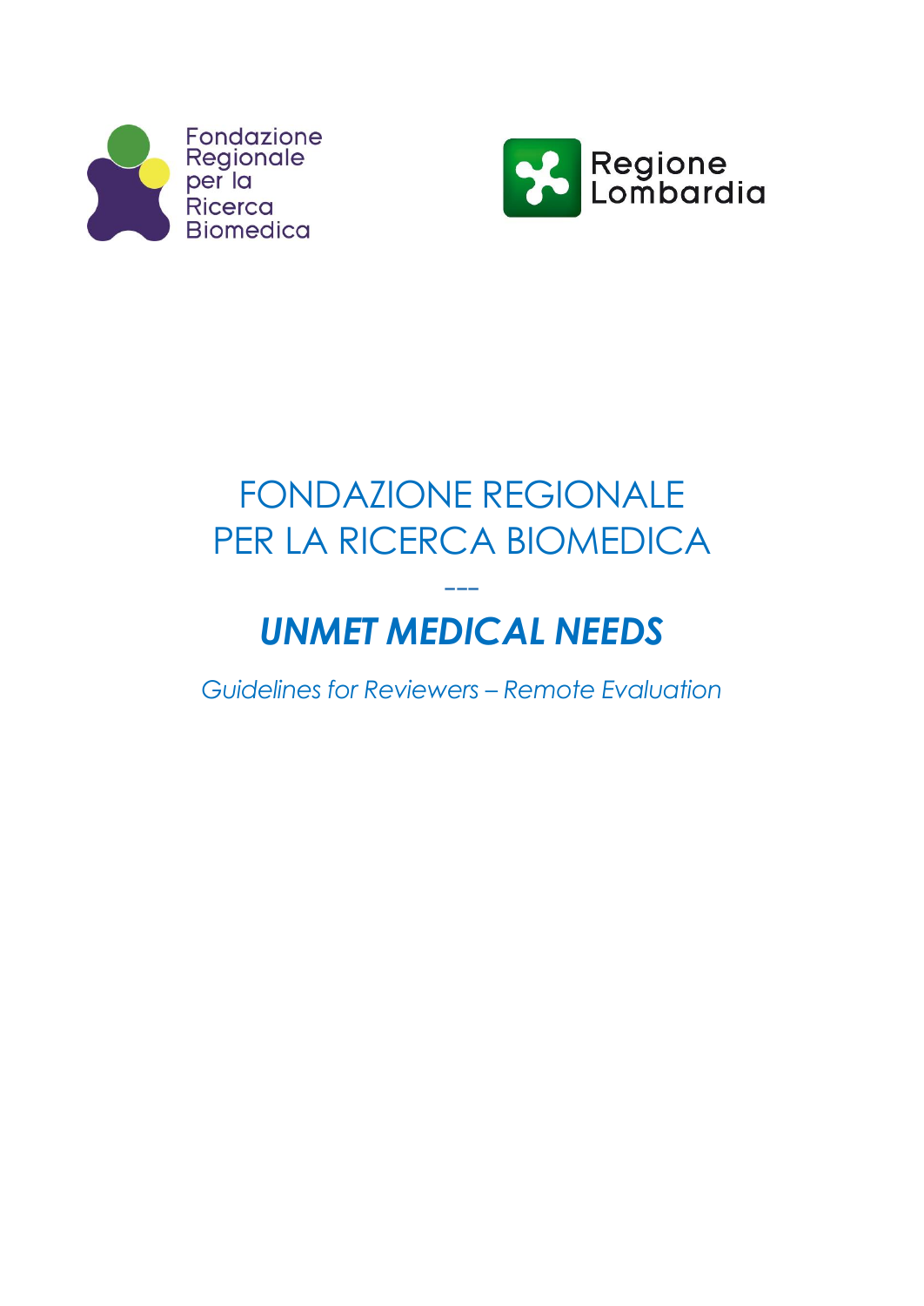Fondazione Regionale per la Ricerca Biomedica

Regione Lombardia

# FONDAZIONE REGIONALE PER LA RICERCA BIOMEDICA

---

# *UNMET MEDICAL NEEDS*

*Guidelines for Reviewers – Remote Evaluation*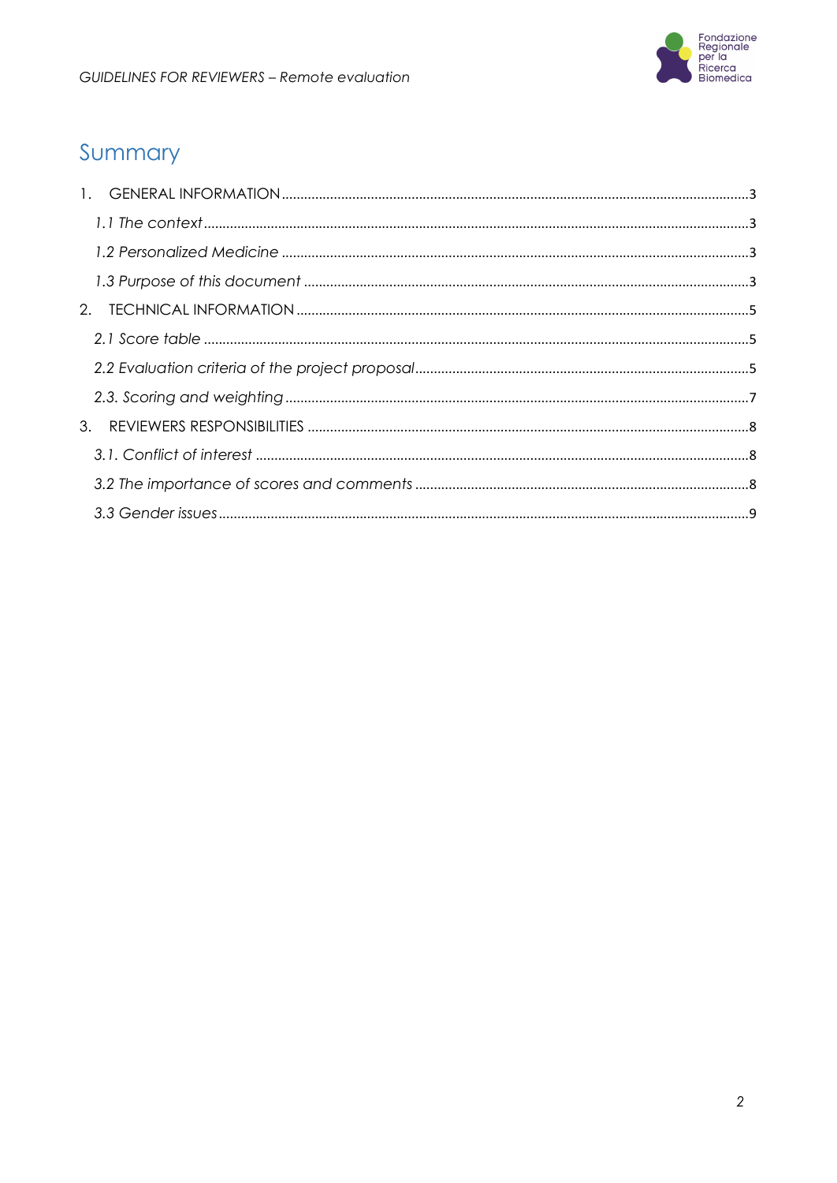# Summary

1. GENERAL INFORMATION ..... 3
   - *1.1 The context* ..... 3
   - *1.2 Personalized Medicine* ..... 3
   - *1.3 Purpose of this document* ..... 3
2. TECHNICAL INFORMATION ..... 5
   - *2.1 Score table* ..... 5
   - *2.2 Evaluation criteria of the project proposal* ..... 5
   - *2.3. Scoring and weighting* ..... 7
3. REVIEWERS RESPONSIBILITIES ..... 8
   - *3.1. Conflict of interest* ..... 8
   - *3.2 The importance of scores and comments* ..... 8
   - *3.3 Gender issues* ..... 9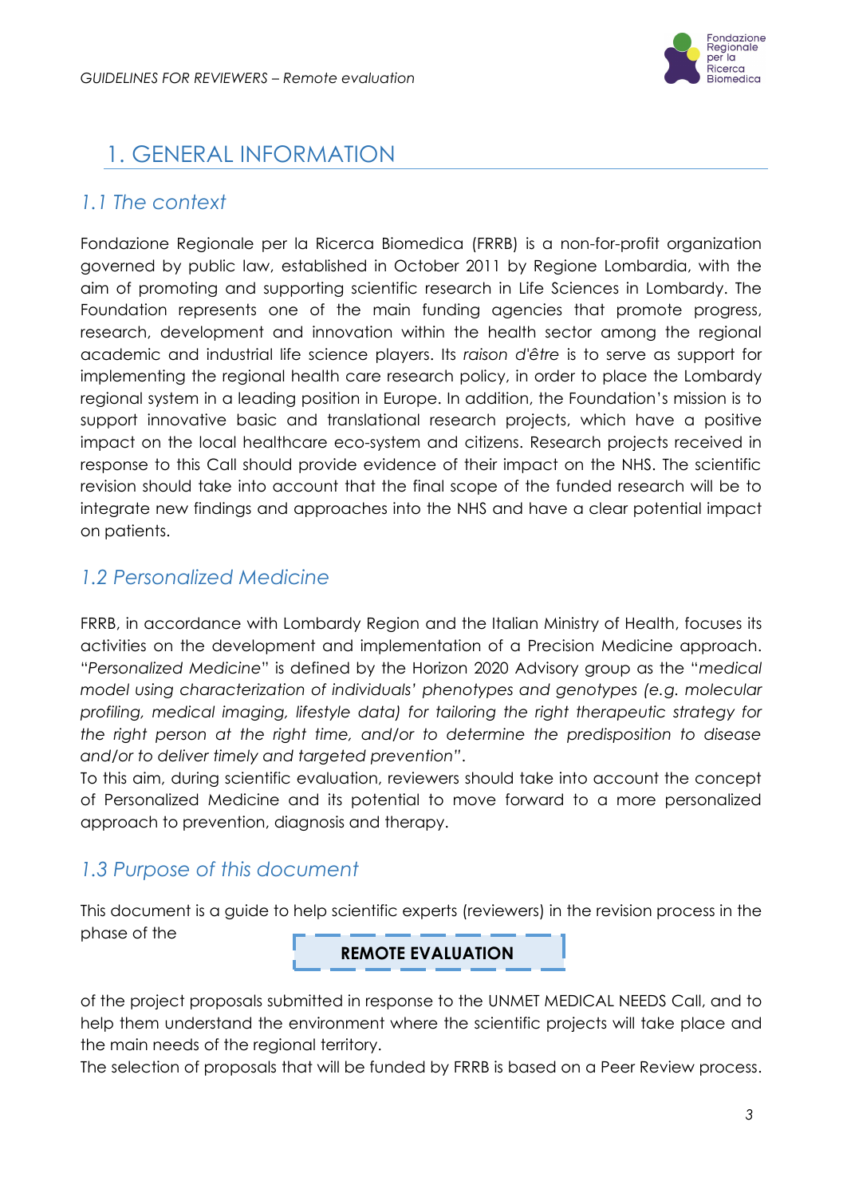# 1. GENERAL INFORMATION

## *1.1 The context*

Fondazione Regionale per la Ricerca Biomedica (FRRB) is a non-for-profit organization governed by public law, established in October 2011 by Regione Lombardia, with the aim of promoting and supporting scientific research in Life Sciences in Lombardy. The Foundation represents one of the main funding agencies that promote progress, research, development and innovation within the health sector among the regional academic and industrial life science players. Its *raison d'être* is to serve as support for implementing the regional health care research policy, in order to place the Lombardy regional system in a leading position in Europe. In addition, the Foundation's mission is to support innovative basic and translational research projects, which have a positive impact on the local healthcare eco-system and citizens. Research projects received in response to this Call should provide evidence of their impact on the NHS. The scientific revision should take into account that the final scope of the funded research will be to integrate new findings and approaches into the NHS and have a clear potential impact on patients.

## *1.2 Personalized Medicine*

FRRB, in accordance with Lombardy Region and the Italian Ministry of Health, focuses its activities on the development and implementation of a Precision Medicine approach. "*Personalized Medicine*" is defined by the Horizon 2020 Advisory group as the "*medical model using characterization of individuals' phenotypes and genotypes (e.g. molecular profiling, medical imaging, lifestyle data) for tailoring the right therapeutic strategy for the right person at the right time, and/or to determine the predisposition to disease and/or to deliver timely and targeted prevention*".
To this aim, during scientific evaluation, reviewers should take into account the concept of Personalized Medicine and its potential to move forward to a more personalized approach to prevention, diagnosis and therapy.

## *1.3 Purpose of this document*

This document is a guide to help scientific experts (reviewers) in the revision process in the phase of the

**REMOTE EVALUATION**

of the project proposals submitted in response to the UNMET MEDICAL NEEDS Call, and to help them understand the environment where the scientific projects will take place and the main needs of the regional territory.
The selection of proposals that will be funded by FRRB is based on a Peer Review process.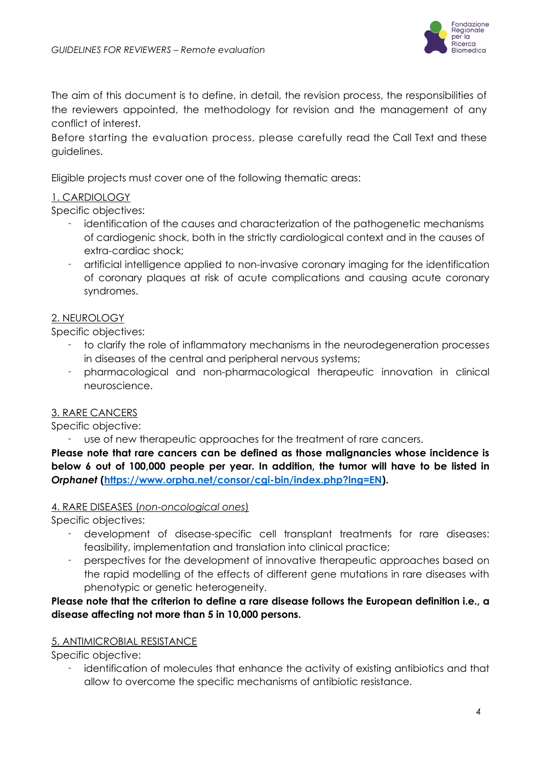The aim of this document is to define, in detail, the revision process, the responsibilities of the reviewers appointed, the methodology for revision and the management of any conflict of interest.
Before starting the evaluation process, please carefully read the Call Text and these guidelines.

Eligible projects must cover one of the following thematic areas:

1. CARDIOLOGY

Specific objectives:

- identification of the causes and characterization of the pathogenetic mechanisms of cardiogenic shock, both in the strictly cardiological context and in the causes of extra-cardiac shock;
- artificial intelligence applied to non-invasive coronary imaging for the identification of coronary plaques at risk of acute complications and causing acute coronary syndromes.

2. NEUROLOGY

Specific objectives:

- to clarify the role of inflammatory mechanisms in the neurodegeneration processes in diseases of the central and peripheral nervous systems;
- pharmacological and non-pharmacological therapeutic innovation in clinical neuroscience.

3. RARE CANCERS

Specific objective:

- use of new therapeutic approaches for the treatment of rare cancers.

**Please note that rare cancers can be defined as those malignancies whose incidence is below 6 out of 100,000 people per year. In addition, the tumor will have to be listed in *Orphanet* ([https://www.orpha.net/consor/cgi-bin/index.php?lng=EN](https://www.orpha.net/consor/cgi-bin/index.php?lng=EN)).**

4. RARE DISEASES (*non-oncological ones*)

Specific objectives:

- development of disease-specific cell transplant treatments for rare diseases: feasibility, implementation and translation into clinical practice;
- perspectives for the development of innovative therapeutic approaches based on the rapid modelling of the effects of different gene mutations in rare diseases with phenotypic or genetic heterogeneity.

**Please note that the criterion to define a rare disease follows the European definition i.e., a disease affecting not more than 5 in 10,000 persons.**

5. ANTIMICROBIAL RESISTANCE

Specific objective:

- identification of molecules that enhance the activity of existing antibiotics and that allow to overcome the specific mechanisms of antibiotic resistance.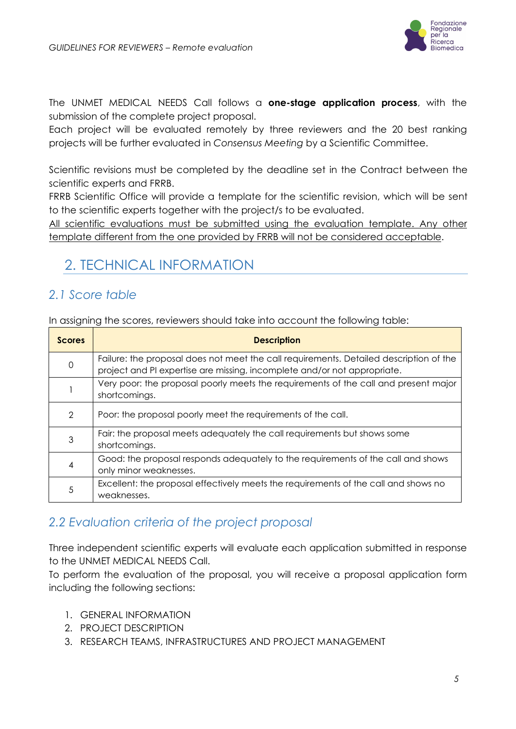The UNMET MEDICAL NEEDS Call follows a **one-stage application process**, with the submission of the complete project proposal.
Each project will be evaluated remotely by three reviewers and the 20 best ranking projects will be further evaluated in *Consensus Meeting* by a Scientific Committee.

Scientific revisions must be completed by the deadline set in the Contract between the scientific experts and FRRB.
FRRB Scientific Office will provide a template for the scientific revision, which will be sent to the scientific experts together with the project/s to be evaluated.
<u>All scientific evaluations must be submitted using the evaluation template. Any other template different from the one provided by FRRB will not be considered acceptable</u>.

## 2. TECHNICAL INFORMATION

### *2.1 Score table*

In assigning the scores, reviewers should take into account the following table:

| Scores | Description |
|---|---|
| 0 | Failure: the proposal does not meet the call requirements. Detailed description of the project and PI expertise are missing, incomplete and/or not appropriate. |
| 1 | Very poor: the proposal poorly meets the requirements of the call and present major shortcomings. |
| 2 | Poor: the proposal poorly meet the requirements of the call. |
| 3 | Fair: the proposal meets adequately the call requirements but shows some shortcomings. |
| 4 | Good: the proposal responds adequately to the requirements of the call and shows only minor weaknesses. |
| 5 | Excellent: the proposal effectively meets the requirements of the call and shows no weaknesses. |

### *2.2 Evaluation criteria of the project proposal*

Three independent scientific experts will evaluate each application submitted in response to the UNMET MEDICAL NEEDS Call.
To perform the evaluation of the proposal, you will receive a proposal application form including the following sections:

1. GENERAL INFORMATION
2. PROJECT DESCRIPTION
3. RESEARCH TEAMS, INFRASTRUCTURES AND PROJECT MANAGEMENT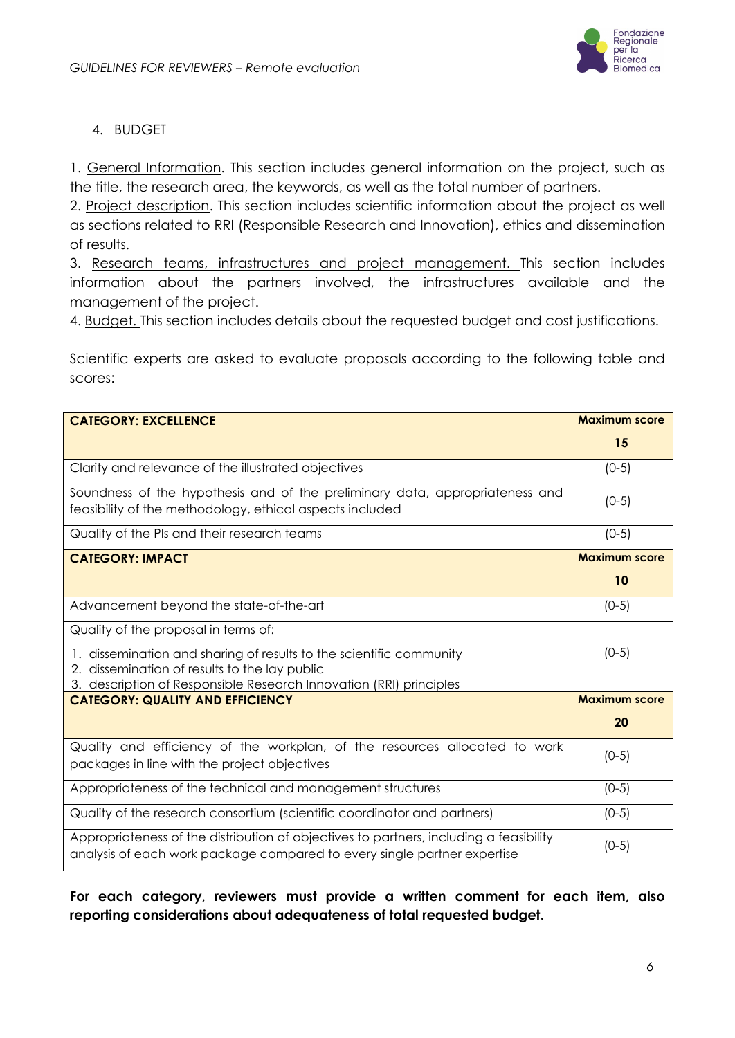4. BUDGET

1. General Information. This section includes general information on the project, such as the title, the research area, the keywords, as well as the total number of partners.
2. Project description. This section includes scientific information about the project as well as sections related to RRI (Responsible Research and Innovation), ethics and dissemination of results.
3. Research teams, infrastructures and project management. This section includes information about the partners involved, the infrastructures available and the management of the project.
4. Budget. This section includes details about the requested budget and cost justifications.

Scientific experts are asked to evaluate proposals according to the following table and scores:

| | |
|---|---|
| **CATEGORY: EXCELLENCE** | **Maximum score 15** |
| Clarity and relevance of the illustrated objectives | (0-5) |
| Soundness of the hypothesis and of the preliminary data, appropriateness and feasibility of the methodology, ethical aspects included | (0-5) |
| Quality of the PIs and their research teams | (0-5) |
| **CATEGORY: IMPACT** | **Maximum score 10** |
| Advancement beyond the state-of-the-art | (0-5) |
| Quality of the proposal in terms of: 1. dissemination and sharing of results to the scientific community 2. dissemination of results to the lay public 3. description of Responsible Research Innovation (RRI) principles | (0-5) |
| **CATEGORY: QUALITY AND EFFICIENCY** | **Maximum score 20** |
| Quality and efficiency of the workplan, of the resources allocated to work packages in line with the project objectives | (0-5) |
| Appropriateness of the technical and management structures | (0-5) |
| Quality of the research consortium (scientific coordinator and partners) | (0-5) |
| Appropriateness of the distribution of objectives to partners, including a feasibility analysis of each work package compared to every single partner expertise | (0-5) |

**For each category, reviewers must provide a written comment for each item, also reporting considerations about adequateness of total requested budget.**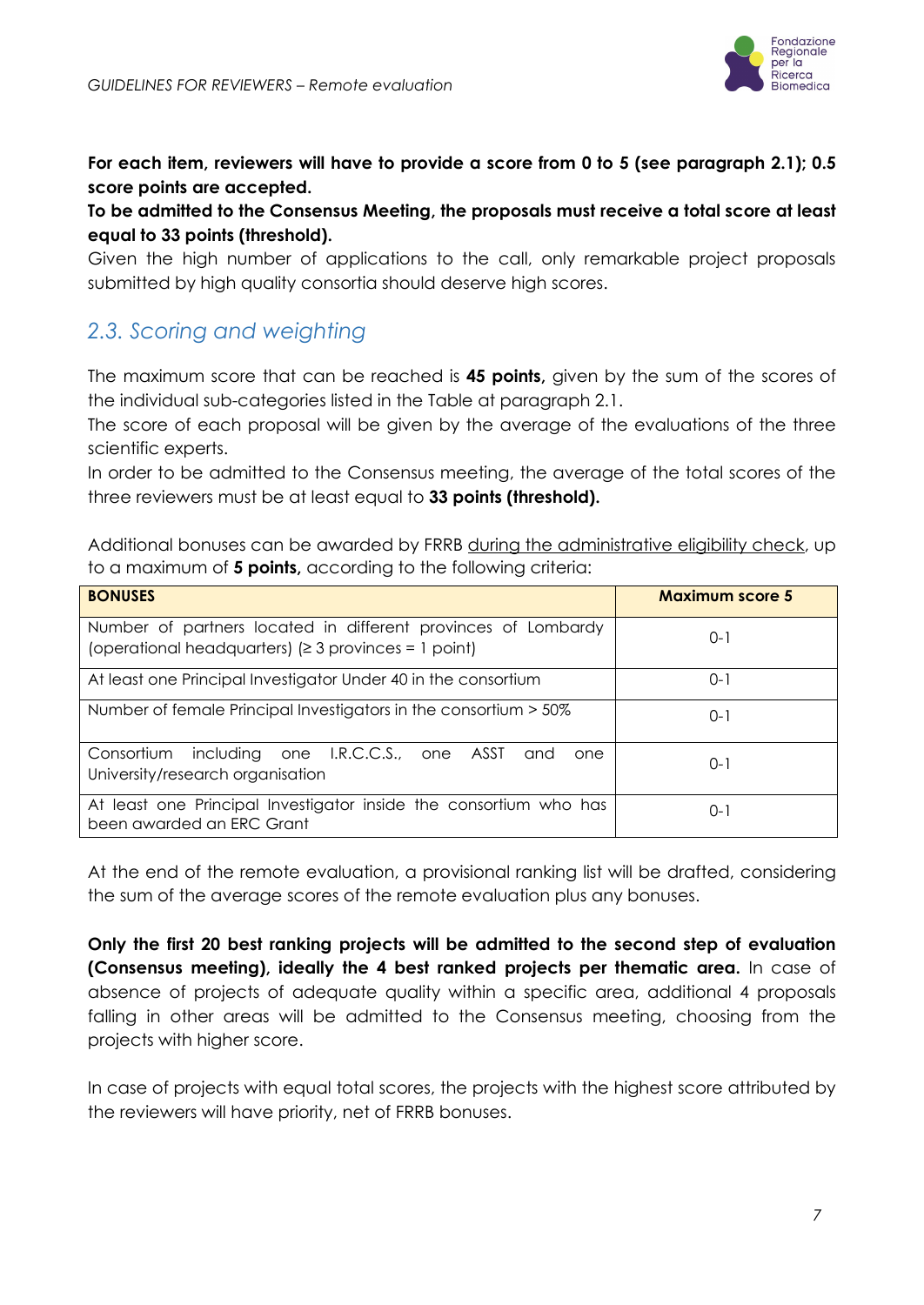**For each item, reviewers will have to provide a score from 0 to 5 (see paragraph 2.1); 0.5 score points are accepted.**

**To be admitted to the Consensus Meeting, the proposals must receive a total score at least equal to 33 points (threshold).**

Given the high number of applications to the call, only remarkable project proposals submitted by high quality consortia should deserve high scores.

## *2.3. Scoring and weighting*

The maximum score that can be reached is **45 points,** given by the sum of the scores of the individual sub-categories listed in the Table at paragraph 2.1.

The score of each proposal will be given by the average of the evaluations of the three scientific experts.

In order to be admitted to the Consensus meeting, the average of the total scores of the three reviewers must be at least equal to **33 points (threshold).**

Additional bonuses can be awarded by FRRB during the administrative eligibility check, up to a maximum of **5 points,** according to the following criteria:

| **BONUSES** | **Maximum score 5** |
|---|---|
| Number of partners located in different provinces of Lombardy (operational headquarters) (≥ 3 provinces = 1 point) | 0-1 |
| At least one Principal Investigator Under 40 in the consortium | 0-1 |
| Number of female Principal Investigators in the consortium > 50% | 0-1 |
| Consortium including one I.R.C.C.S., one ASST and one University/research organisation | 0-1 |
| At least one Principal Investigator inside the consortium who has been awarded an ERC Grant | 0-1 |

At the end of the remote evaluation, a provisional ranking list will be drafted, considering the sum of the average scores of the remote evaluation plus any bonuses.

**Only the first 20 best ranking projects will be admitted to the second step of evaluation (Consensus meeting), ideally the 4 best ranked projects per thematic area.** In case of absence of projects of adequate quality within a specific area, additional 4 proposals falling in other areas will be admitted to the Consensus meeting, choosing from the projects with higher score.

In case of projects with equal total scores, the projects with the highest score attributed by the reviewers will have priority, net of FRRB bonuses.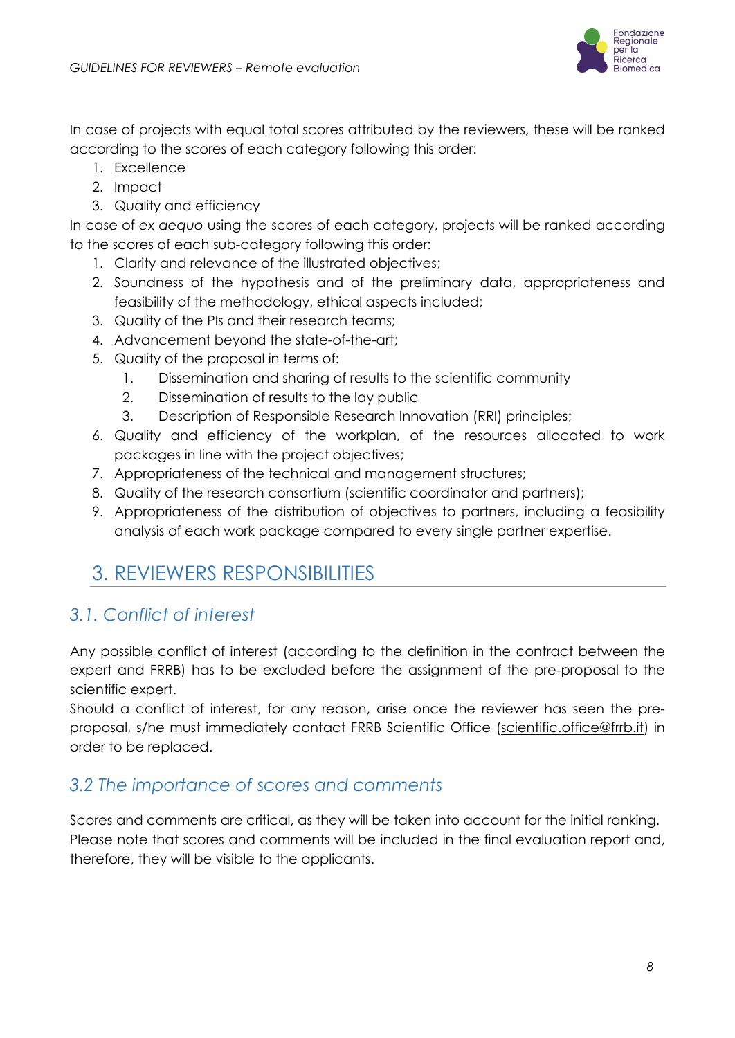In case of projects with equal total scores attributed by the reviewers, these will be ranked according to the scores of each category following this order:

1. Excellence
2. Impact
3. Quality and efficiency

In case of *ex aequo* using the scores of each category, projects will be ranked according to the scores of each sub-category following this order:

1. Clarity and relevance of the illustrated objectives;
2. Soundness of the hypothesis and of the preliminary data, appropriateness and feasibility of the methodology, ethical aspects included;
3. Quality of the PIs and their research teams;
4. Advancement beyond the state-of-the-art;
5. Quality of the proposal in terms of:
    1. Dissemination and sharing of results to the scientific community
    2. Dissemination of results to the lay public
    3. Description of Responsible Research Innovation (RRI) principles;
6. Quality and efficiency of the workplan, of the resources allocated to work packages in line with the project objectives;
7. Appropriateness of the technical and management structures;
8. Quality of the research consortium (scientific coordinator and partners);
9. Appropriateness of the distribution of objectives to partners, including a feasibility analysis of each work package compared to every single partner expertise.

# 3. REVIEWERS RESPONSIBILITIES

## *3.1. Conflict of interest*

Any possible conflict of interest (according to the definition in the contract between the expert and FRRB) has to be excluded before the assignment of the pre-proposal to the scientific expert.

Should a conflict of interest, for any reason, arise once the reviewer has seen the pre-proposal, s/he must immediately contact FRRB Scientific Office (scientific.office@frrb.it) in order to be replaced.

## *3.2 The importance of scores and comments*

Scores and comments are critical, as they will be taken into account for the initial ranking. Please note that scores and comments will be included in the final evaluation report and, therefore, they will be visible to the applicants.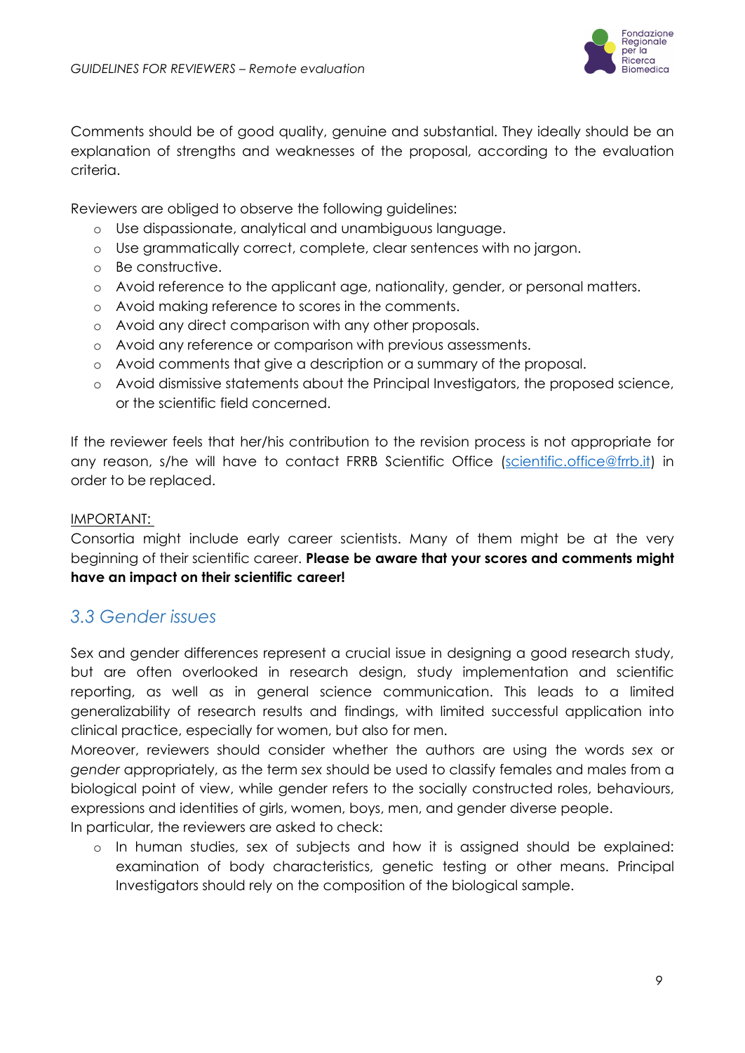Comments should be of good quality, genuine and substantial. They ideally should be an explanation of strengths and weaknesses of the proposal, according to the evaluation criteria.

Reviewers are obliged to observe the following guidelines:

- Use dispassionate, analytical and unambiguous language.
- Use grammatically correct, complete, clear sentences with no jargon.
- Be constructive.
- Avoid reference to the applicant age, nationality, gender, or personal matters.
- Avoid making reference to scores in the comments.
- Avoid any direct comparison with any other proposals.
- Avoid any reference or comparison with previous assessments.
- Avoid comments that give a description or a summary of the proposal.
- Avoid dismissive statements about the Principal Investigators, the proposed science, or the scientific field concerned.

If the reviewer feels that her/his contribution to the revision process is not appropriate for any reason, s/he will have to contact FRRB Scientific Office (scientific.office@frrb.it) in order to be replaced.

IMPORTANT:

Consortia might include early career scientists. Many of them might be at the very beginning of their scientific career. **Please be aware that your scores and comments might have an impact on their scientific career!**

## 3.3 Gender issues

Sex and gender differences represent a crucial issue in designing a good research study, but are often overlooked in research design, study implementation and scientific reporting, as well as in general science communication. This leads to a limited generalizability of research results and findings, with limited successful application into clinical practice, especially for women, but also for men.

Moreover, reviewers should consider whether the authors are using the words *sex* or *gender* appropriately, as the term *sex* should be used to classify females and males from a biological point of view, while gender refers to the socially constructed roles, behaviours, expressions and identities of girls, women, boys, men, and gender diverse people.

In particular, the reviewers are asked to check:

- In human studies, sex of subjects and how it is assigned should be explained: examination of body characteristics, genetic testing or other means. Principal Investigators should rely on the composition of the biological sample.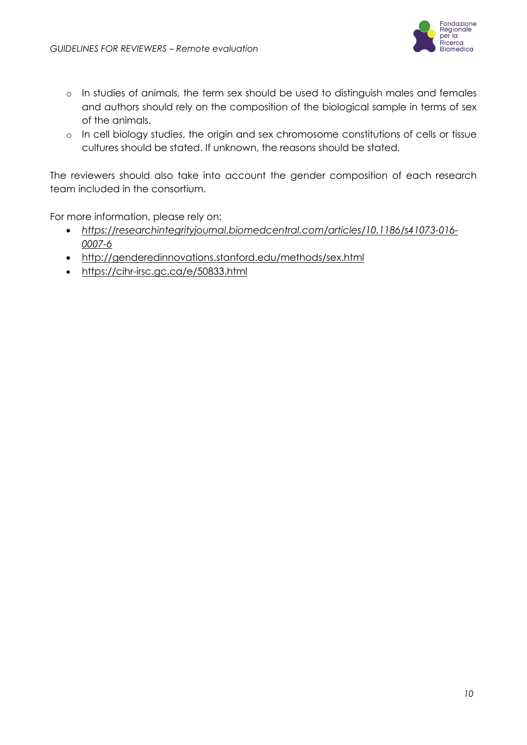- In studies of animals, the term sex should be used to distinguish males and females and authors should rely on the composition of the biological sample in terms of sex of the animals.
- In cell biology studies, the origin and sex chromosome constitutions of cells or tissue cultures should be stated. If unknown, the reasons should be stated.

The reviewers should also take into account the gender composition of each research team included in the consortium.

For more information, please rely on:

- *https://researchintegrityjournal.biomedcentral.com/articles/10.1186/s41073-016-0007-6*
- http://genderedinnovations.stanford.edu/methods/sex.html
- https://cihr-irsc.gc.ca/e/50833.html